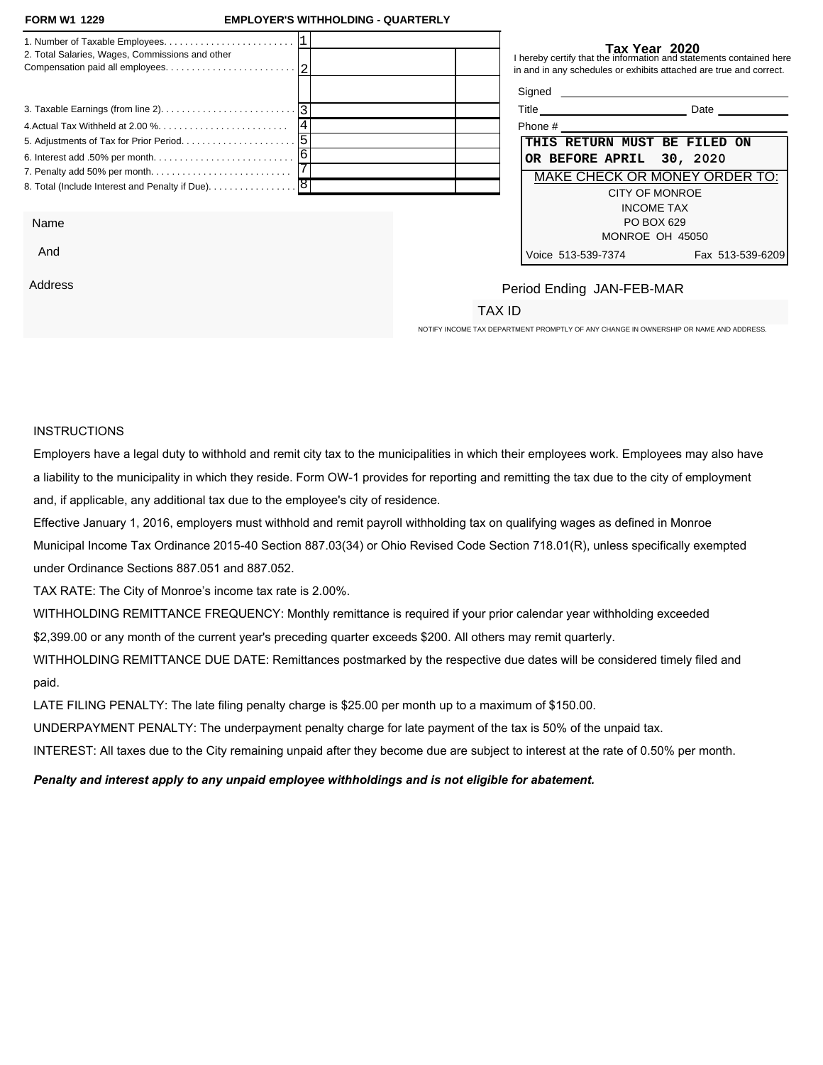**FORM W1 1229** **EMPLOYER'S WITHHOLDING - QUARTERLY**

| | | | |
|---|---|---|---|
| 1. Number of Taxable Employees. | 1 | | |
| 2. Total Salaries, Wages, Commissions and other Compensation paid all employees. | 2 | | |
| | | | |
| 3. Taxable Earnings (from line 2). | 3 | | |
| 4.Actual Tax Withheld at 2.00 %. | 4 | | |
| 5. Adjustments of Tax for Prior Period. | 5 | | |
| 6. Interest add .50% per month. | 6 | | |
| 7. Penalty add 50% per month. | 7 | | |
| 8. Total (Include Interest and Penalty if Due). | 8 | | |

**Tax Year 2020**

I hereby certify that the information and statements contained here in and in any schedules or exhibits attached are true and correct.

Signed ____________________

Title ____________________ Date __________

Phone # ____________________

**THIS RETURN MUST BE FILED ON OR BEFORE APRIL 30, 2020**

MAKE CHECK OR MONEY ORDER TO:

CITY OF MONROE
INCOME TAX
PO BOX 629
MONROE OH 45050

Voice 513-539-7374 Fax 513-539-6209

Name

And

Address

Period Ending JAN-FEB-MAR

TAX ID

NOTIFY INCOME TAX DEPARTMENT PROMPTLY OF ANY CHANGE IN OWNERSHIP OR NAME AND ADDRESS.

INSTRUCTIONS

Employers have a legal duty to withhold and remit city tax to the municipalities in which their employees work. Employees may also have a liability to the municipality in which they reside. Form OW-1 provides for reporting and remitting the tax due to the city of employment and, if applicable, any additional tax due to the employee's city of residence.

Effective January 1, 2016, employers must withhold and remit payroll withholding tax on qualifying wages as defined in Monroe Municipal Income Tax Ordinance 2015-40 Section 887.03(34) or Ohio Revised Code Section 718.01(R), unless specifically exempted under Ordinance Sections 887.051 and 887.052.

TAX RATE: The City of Monroe's income tax rate is 2.00%.

WITHHOLDING REMITTANCE FREQUENCY: Monthly remittance is required if your prior calendar year withholding exceeded $2,399.00 or any month of the current year's preceding quarter exceeds $200. All others may remit quarterly.

WITHHOLDING REMITTANCE DUE DATE: Remittances postmarked by the respective due dates will be considered timely filed and paid.

LATE FILING PENALTY: The late filing penalty charge is $25.00 per month up to a maximum of $150.00.

UNDERPAYMENT PENALTY: The underpayment penalty charge for late payment of the tax is 50% of the unpaid tax.

INTEREST: All taxes due to the City remaining unpaid after they become due are subject to interest at the rate of 0.50% per month.

***Penalty and interest apply to any unpaid employee withholdings and is not eligible for abatement.***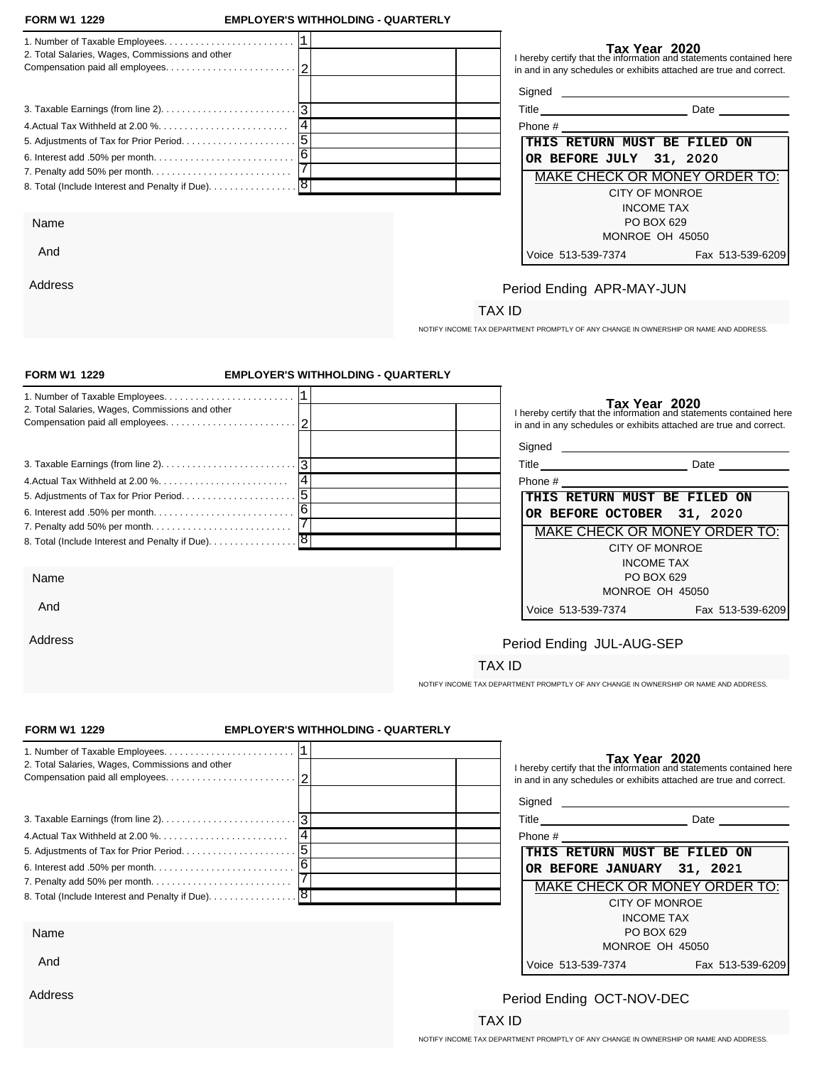**FORM W1 1229** **EMPLOYER'S WITHHOLDING - QUARTERLY**

| | | | |
|---|---|---|---|
| 1. Number of Taxable Employees. | 1 | | |
| 2. Total Salaries, Wages, Commissions and other Compensation paid all employees. | 2 | | |
| | | | |
| 3. Taxable Earnings (from line 2). | 3 | | |
| 4.Actual Tax Withheld at 2.00 %. | 4 | | |
| 5. Adjustments of Tax for Prior Period. | 5 | | |
| 6. Interest add .50% per month. | 6 | | |
| 7. Penalty add 50% per month. | 7 | | |
| 8. Total (Include Interest and Penalty if Due). | 8 | | |

**Tax Year 2020**

I hereby certify that the information and statements contained here in and in any schedules or exhibits attached are true and correct.

Signed ______________________

Title ______________________ Date __________

Phone # ______________________

**THIS RETURN MUST BE FILED ON OR BEFORE JULY 31, 2020**

MAKE CHECK OR MONEY ORDER TO:
CITY OF MONROE
INCOME TAX
PO BOX 629
MONROE OH 45050
Voice 513-539-7374 Fax 513-539-6209

Name

And

Address

Period Ending APR-MAY-JUN

TAX ID

NOTIFY INCOME TAX DEPARTMENT PROMPTLY OF ANY CHANGE IN OWNERSHIP OR NAME AND ADDRESS.

---

**FORM W1 1229** **EMPLOYER'S WITHHOLDING - QUARTERLY**

| | | | |
|---|---|---|---|
| 1. Number of Taxable Employees. | 1 | | |
| 2. Total Salaries, Wages, Commissions and other Compensation paid all employees. | 2 | | |
| | | | |
| 3. Taxable Earnings (from line 2). | 3 | | |
| 4.Actual Tax Withheld at 2.00 %. | 4 | | |
| 5. Adjustments of Tax for Prior Period. | 5 | | |
| 6. Interest add .50% per month. | 6 | | |
| 7. Penalty add 50% per month. | 7 | | |
| 8. Total (Include Interest and Penalty if Due). | 8 | | |

**Tax Year 2020**

I hereby certify that the information and statements contained here in and in any schedules or exhibits attached are true and correct.

Signed ______________________

Title ______________________ Date __________

Phone # ______________________

**THIS RETURN MUST BE FILED ON OR BEFORE OCTOBER 31, 2020**

MAKE CHECK OR MONEY ORDER TO:
CITY OF MONROE
INCOME TAX
PO BOX 629
MONROE OH 45050
Voice 513-539-7374 Fax 513-539-6209

Name

And

Address

Period Ending JUL-AUG-SEP

TAX ID

NOTIFY INCOME TAX DEPARTMENT PROMPTLY OF ANY CHANGE IN OWNERSHIP OR NAME AND ADDRESS.

---

**FORM W1 1229** **EMPLOYER'S WITHHOLDING - QUARTERLY**

| | | | |
|---|---|---|---|
| 1. Number of Taxable Employees. | 1 | | |
| 2. Total Salaries, Wages, Commissions and other Compensation paid all employees. | 2 | | |
| | | | |
| 3. Taxable Earnings (from line 2). | 3 | | |
| 4.Actual Tax Withheld at 2.00 %. | 4 | | |
| 5. Adjustments of Tax for Prior Period. | 5 | | |
| 6. Interest add .50% per month. | 6 | | |
| 7. Penalty add 50% per month. | 7 | | |
| 8. Total (Include Interest and Penalty if Due). | 8 | | |

**Tax Year 2020**

I hereby certify that the information and statements contained here in and in any schedules or exhibits attached are true and correct.

Signed ______________________

Title ______________________ Date __________

Phone # ______________________

**THIS RETURN MUST BE FILED ON OR BEFORE JANUARY 31, 2021**

MAKE CHECK OR MONEY ORDER TO:
CITY OF MONROE
INCOME TAX
PO BOX 629
MONROE OH 45050
Voice 513-539-7374 Fax 513-539-6209

Name

And

Address

Period Ending OCT-NOV-DEC

TAX ID

NOTIFY INCOME TAX DEPARTMENT PROMPTLY OF ANY CHANGE IN OWNERSHIP OR NAME AND ADDRESS.